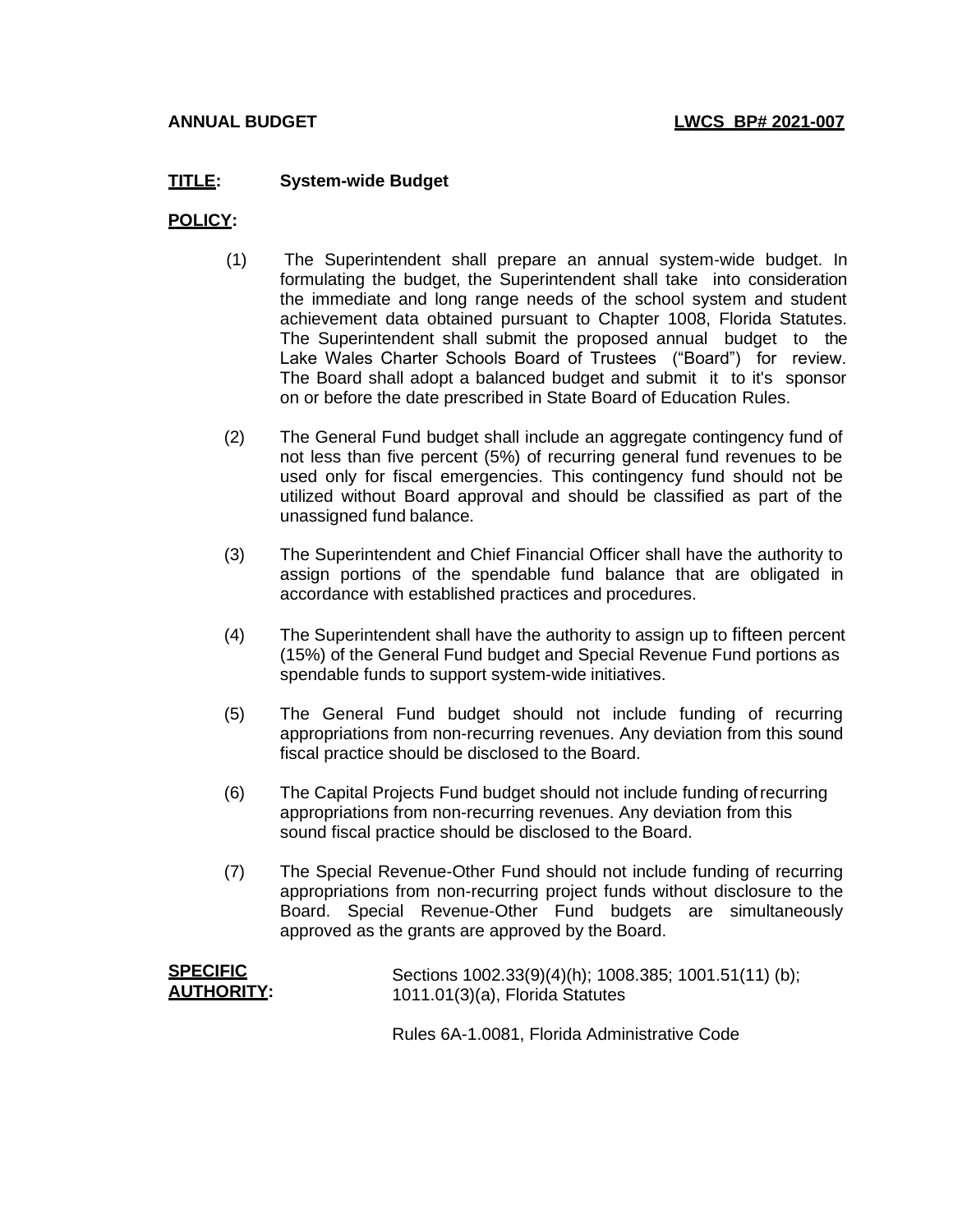**ANNUAL BUDGET** **LWCS BP# 2021-007**

**TITLE:** **System-wide Budget**

**POLICY:**

(1) The Superintendent shall prepare an annual system-wide budget. In formulating the budget, the Superintendent shall take into consideration the immediate and long range needs of the school system and student achievement data obtained pursuant to Chapter 1008, Florida Statutes. The Superintendent shall submit the proposed annual budget to the Lake Wales Charter Schools Board of Trustees ("Board") for review. The Board shall adopt a balanced budget and submit it to it's sponsor on or before the date prescribed in State Board of Education Rules.

(2) The General Fund budget shall include an aggregate contingency fund of not less than five percent (5%) of recurring general fund revenues to be used only for fiscal emergencies. This contingency fund should not be utilized without Board approval and should be classified as part of the unassigned fund balance.

(3) The Superintendent and Chief Financial Officer shall have the authority to assign portions of the spendable fund balance that are obligated in accordance with established practices and procedures.

(4) The Superintendent shall have the authority to assign up to fifteen percent (15%) of the General Fund budget and Special Revenue Fund portions as spendable funds to support system-wide initiatives.

(5) The General Fund budget should not include funding of recurring appropriations from non-recurring revenues. Any deviation from this sound fiscal practice should be disclosed to the Board.

(6) The Capital Projects Fund budget should not include funding of recurring appropriations from non-recurring revenues. Any deviation from this sound fiscal practice should be disclosed to the Board.

(7) The Special Revenue-Other Fund should not include funding of recurring appropriations from non-recurring project funds without disclosure to the Board. Special Revenue-Other Fund budgets are simultaneously approved as the grants are approved by the Board.

**SPECIFIC AUTHORITY:** Sections 1002.33(9)(4)(h); 1008.385; 1001.51(11) (b); 1011.01(3)(a), Florida Statutes

Rules 6A-1.0081, Florida Administrative Code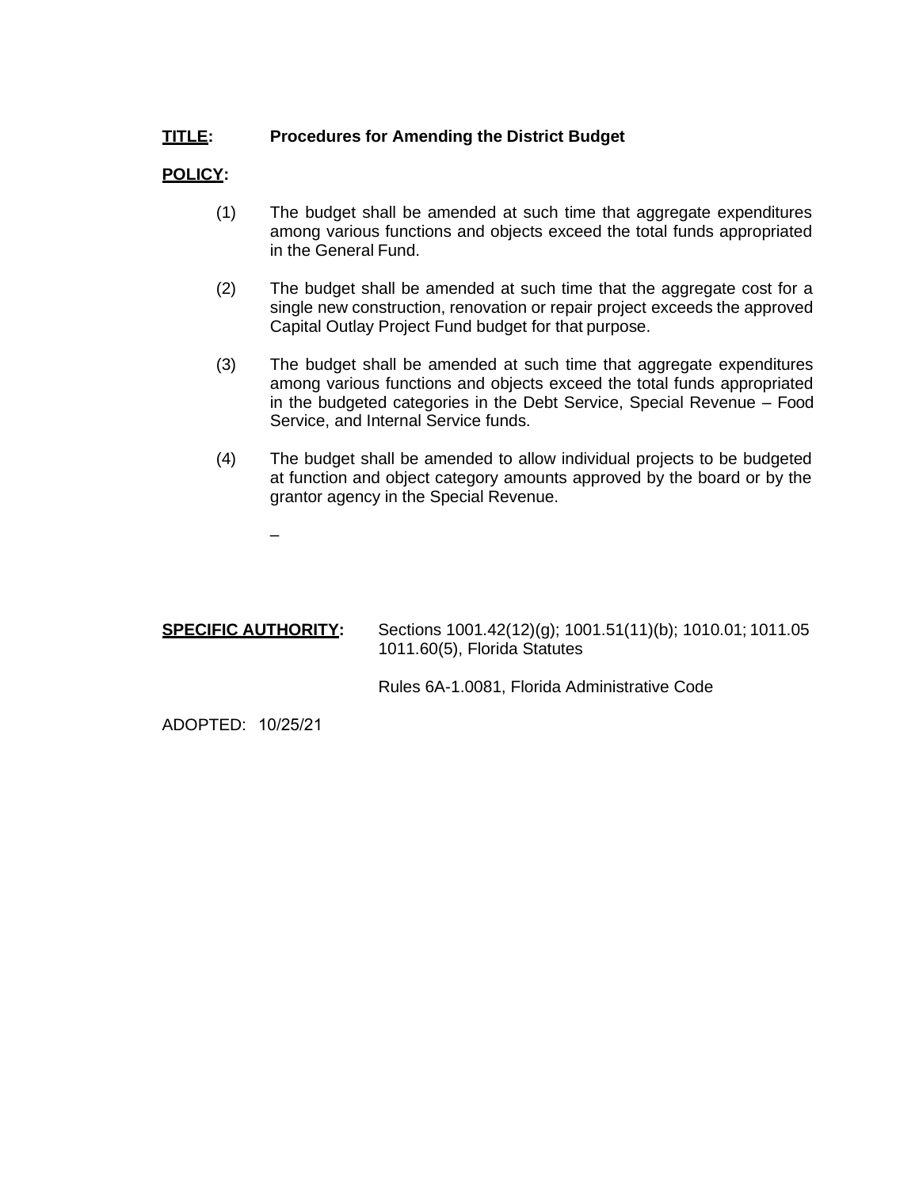**TITLE:** **Procedures for Amending the District Budget**

**POLICY:**

(1) The budget shall be amended at such time that aggregate expenditures among various functions and objects exceed the total funds appropriated in the General Fund.

(2) The budget shall be amended at such time that the aggregate cost for a single new construction, renovation or repair project exceeds the approved Capital Outlay Project Fund budget for that purpose.

(3) The budget shall be amended at such time that aggregate expenditures among various functions and objects exceed the total funds appropriated in the budgeted categories in the Debt Service, Special Revenue – Food Service, and Internal Service funds.

(4) The budget shall be amended to allow individual projects to be budgeted at function and object category amounts approved by the board or by the grantor agency in the Special Revenue.

–

**SPECIFIC AUTHORITY:** Sections 1001.42(12)(g); 1001.51(11)(b); 1010.01; 1011.05 1011.60(5), Florida Statutes

Rules 6A-1.0081, Florida Administrative Code

ADOPTED: 10/25/21